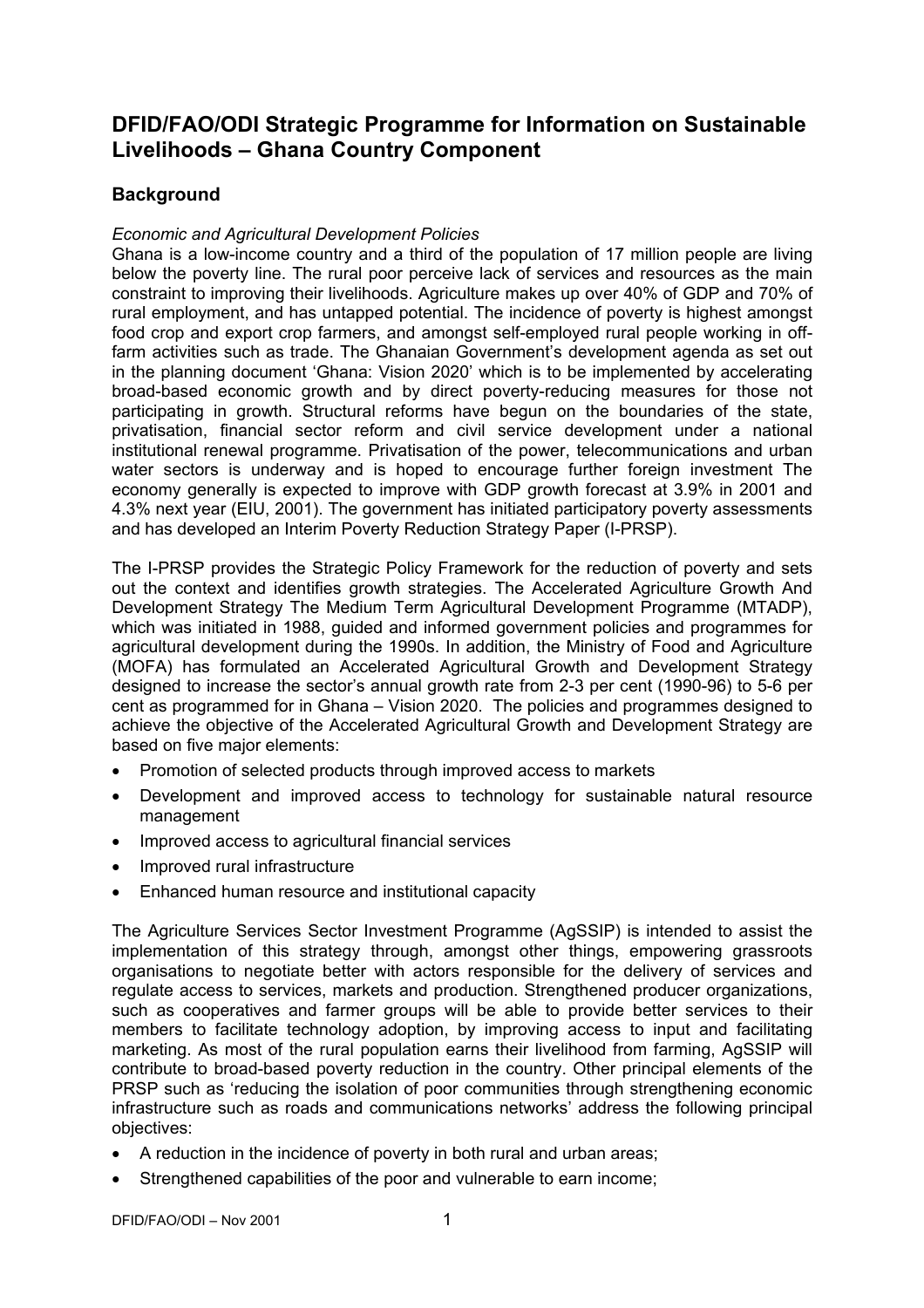# DFID/FAO/ODI Strategic Programme for Information on Sustainable Livelihoods – Ghana Country Component

## Background

*Economic and Agricultural Development Policies*

Ghana is a low-income country and a third of the population of 17 million people are living below the poverty line. The rural poor perceive lack of services and resources as the main constraint to improving their livelihoods. Agriculture makes up over 40% of GDP and 70% of rural employment, and has untapped potential. The incidence of poverty is highest amongst food crop and export crop farmers, and amongst self-employed rural people working in off-farm activities such as trade. The Ghanaian Government's development agenda as set out in the planning document 'Ghana: Vision 2020' which is to be implemented by accelerating broad-based economic growth and by direct poverty-reducing measures for those not participating in growth. Structural reforms have begun on the boundaries of the state, privatisation, financial sector reform and civil service development under a national institutional renewal programme. Privatisation of the power, telecommunications and urban water sectors is underway and is hoped to encourage further foreign investment The economy generally is expected to improve with GDP growth forecast at 3.9% in 2001 and 4.3% next year (EIU, 2001). The government has initiated participatory poverty assessments and has developed an Interim Poverty Reduction Strategy Paper (I-PRSP).

The I-PRSP provides the Strategic Policy Framework for the reduction of poverty and sets out the context and identifies growth strategies. The Accelerated Agriculture Growth And Development Strategy The Medium Term Agricultural Development Programme (MTADP), which was initiated in 1988, guided and informed government policies and programmes for agricultural development during the 1990s. In addition, the Ministry of Food and Agriculture (MOFA) has formulated an Accelerated Agricultural Growth and Development Strategy designed to increase the sector's annual growth rate from 2-3 per cent (1990-96) to 5-6 per cent as programmed for in Ghana – Vision 2020. The policies and programmes designed to achieve the objective of the Accelerated Agricultural Growth and Development Strategy are based on five major elements:

- Promotion of selected products through improved access to markets
- Development and improved access to technology for sustainable natural resource management
- Improved access to agricultural financial services
- Improved rural infrastructure
- Enhanced human resource and institutional capacity

The Agriculture Services Sector Investment Programme (AgSSIP) is intended to assist the implementation of this strategy through, amongst other things, empowering grassroots organisations to negotiate better with actors responsible for the delivery of services and regulate access to services, markets and production. Strengthened producer organizations, such as cooperatives and farmer groups will be able to provide better services to their members to facilitate technology adoption, by improving access to input and facilitating marketing. As most of the rural population earns their livelihood from farming, AgSSIP will contribute to broad-based poverty reduction in the country. Other principal elements of the PRSP such as 'reducing the isolation of poor communities through strengthening economic infrastructure such as roads and communications networks' address the following principal objectives:

- A reduction in the incidence of poverty in both rural and urban areas;
- Strengthened capabilities of the poor and vulnerable to earn income;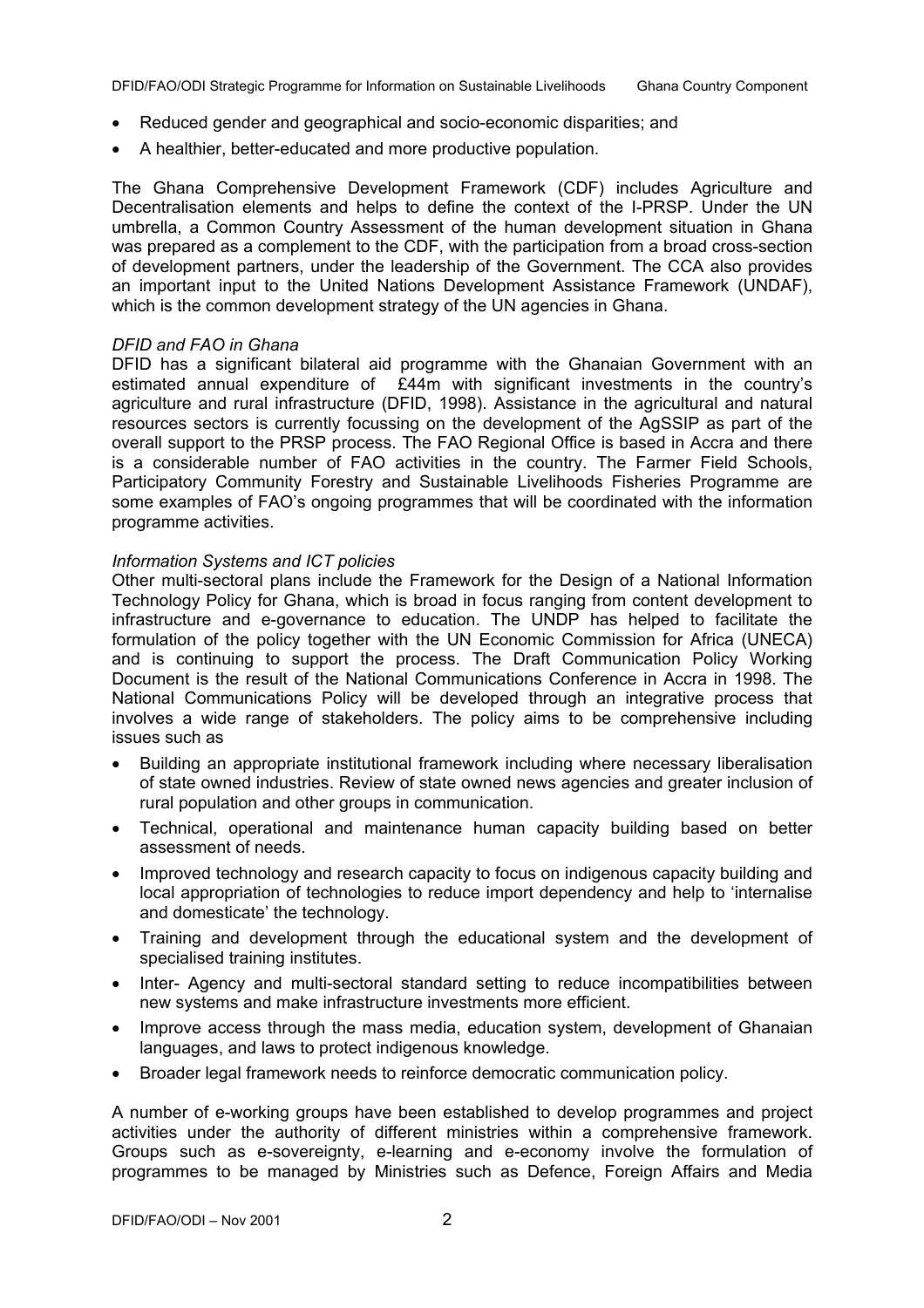- Reduced gender and geographical and socio-economic disparities; and
- A healthier, better-educated and more productive population.

The Ghana Comprehensive Development Framework (CDF) includes Agriculture and Decentralisation elements and helps to define the context of the I-PRSP. Under the UN umbrella, a Common Country Assessment of the human development situation in Ghana was prepared as a complement to the CDF, with the participation from a broad cross-section of development partners, under the leadership of the Government. The CCA also provides an important input to the United Nations Development Assistance Framework (UNDAF), which is the common development strategy of the UN agencies in Ghana.

*DFID and FAO in Ghana*

DFID has a significant bilateral aid programme with the Ghanaian Government with an estimated annual expenditure of £44m with significant investments in the country's agriculture and rural infrastructure (DFID, 1998). Assistance in the agricultural and natural resources sectors is currently focussing on the development of the AgSSIP as part of the overall support to the PRSP process. The FAO Regional Office is based in Accra and there is a considerable number of FAO activities in the country. The Farmer Field Schools, Participatory Community Forestry and Sustainable Livelihoods Fisheries Programme are some examples of FAO's ongoing programmes that will be coordinated with the information programme activities.

*Information Systems and ICT policies*

Other multi-sectoral plans include the Framework for the Design of a National Information Technology Policy for Ghana, which is broad in focus ranging from content development to infrastructure and e-governance to education. The UNDP has helped to facilitate the formulation of the policy together with the UN Economic Commission for Africa (UNECA) and is continuing to support the process. The Draft Communication Policy Working Document is the result of the National Communications Conference in Accra in 1998. The National Communications Policy will be developed through an integrative process that involves a wide range of stakeholders. The policy aims to be comprehensive including issues such as

- Building an appropriate institutional framework including where necessary liberalisation of state owned industries. Review of state owned news agencies and greater inclusion of rural population and other groups in communication.
- Technical, operational and maintenance human capacity building based on better assessment of needs.
- Improved technology and research capacity to focus on indigenous capacity building and local appropriation of technologies to reduce import dependency and help to 'internalise and domesticate' the technology.
- Training and development through the educational system and the development of specialised training institutes.
- Inter- Agency and multi-sectoral standard setting to reduce incompatibilities between new systems and make infrastructure investments more efficient.
- Improve access through the mass media, education system, development of Ghanaian languages, and laws to protect indigenous knowledge.
- Broader legal framework needs to reinforce democratic communication policy.

A number of e-working groups have been established to develop programmes and project activities under the authority of different ministries within a comprehensive framework. Groups such as e-sovereignty, e-learning and e-economy involve the formulation of programmes to be managed by Ministries such as Defence, Foreign Affairs and Media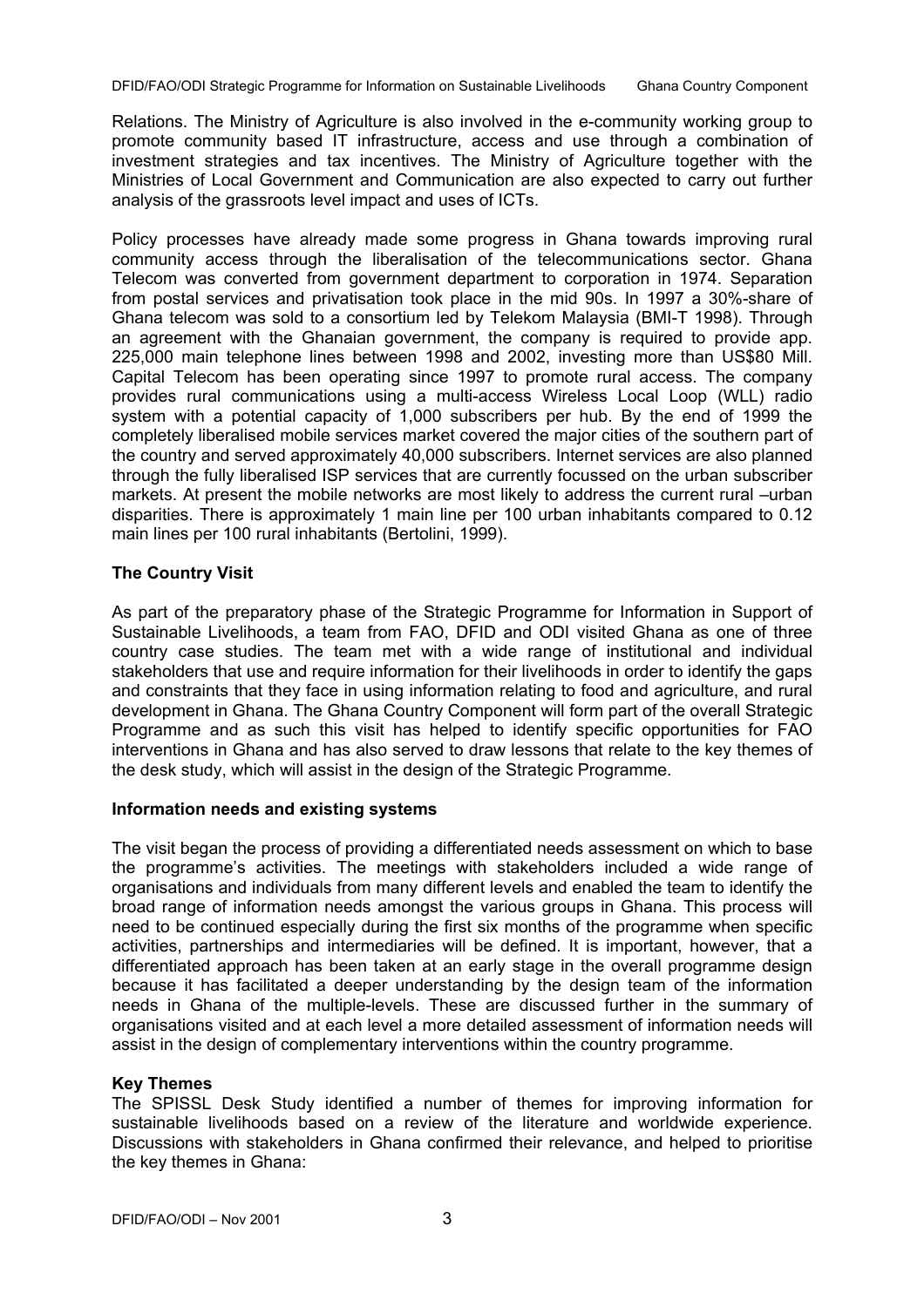Relations. The Ministry of Agriculture is also involved in the e-community working group to promote community based IT infrastructure, access and use through a combination of investment strategies and tax incentives. The Ministry of Agriculture together with the Ministries of Local Government and Communication are also expected to carry out further analysis of the grassroots level impact and uses of ICTs.

Policy processes have already made some progress in Ghana towards improving rural community access through the liberalisation of the telecommunications sector. Ghana Telecom was converted from government department to corporation in 1974. Separation from postal services and privatisation took place in the mid 90s. In 1997 a 30%-share of Ghana telecom was sold to a consortium led by Telekom Malaysia (BMI-T 1998). Through an agreement with the Ghanaian government, the company is required to provide app. 225,000 main telephone lines between 1998 and 2002, investing more than US$80 Mill. Capital Telecom has been operating since 1997 to promote rural access. The company provides rural communications using a multi-access Wireless Local Loop (WLL) radio system with a potential capacity of 1,000 subscribers per hub. By the end of 1999 the completely liberalised mobile services market covered the major cities of the southern part of the country and served approximately 40,000 subscribers. Internet services are also planned through the fully liberalised ISP services that are currently focussed on the urban subscriber markets. At present the mobile networks are most likely to address the current rural –urban disparities. There is approximately 1 main line per 100 urban inhabitants compared to 0.12 main lines per 100 rural inhabitants (Bertolini, 1999).

## The Country Visit

As part of the preparatory phase of the Strategic Programme for Information in Support of Sustainable Livelihoods, a team from FAO, DFID and ODI visited Ghana as one of three country case studies. The team met with a wide range of institutional and individual stakeholders that use and require information for their livelihoods in order to identify the gaps and constraints that they face in using information relating to food and agriculture, and rural development in Ghana. The Ghana Country Component will form part of the overall Strategic Programme and as such this visit has helped to identify specific opportunities for FAO interventions in Ghana and has also served to draw lessons that relate to the key themes of the desk study, which will assist in the design of the Strategic Programme.

### Information needs and existing systems

The visit began the process of providing a differentiated needs assessment on which to base the programme's activities. The meetings with stakeholders included a wide range of organisations and individuals from many different levels and enabled the team to identify the broad range of information needs amongst the various groups in Ghana. This process will need to be continued especially during the first six months of the programme when specific activities, partnerships and intermediaries will be defined. It is important, however, that a differentiated approach has been taken at an early stage in the overall programme design because it has facilitated a deeper understanding by the design team of the information needs in Ghana of the multiple-levels. These are discussed further in the summary of organisations visited and at each level a more detailed assessment of information needs will assist in the design of complementary interventions within the country programme.

### Key Themes

The SPISSL Desk Study identified a number of themes for improving information for sustainable livelihoods based on a review of the literature and worldwide experience. Discussions with stakeholders in Ghana confirmed their relevance, and helped to prioritise the key themes in Ghana: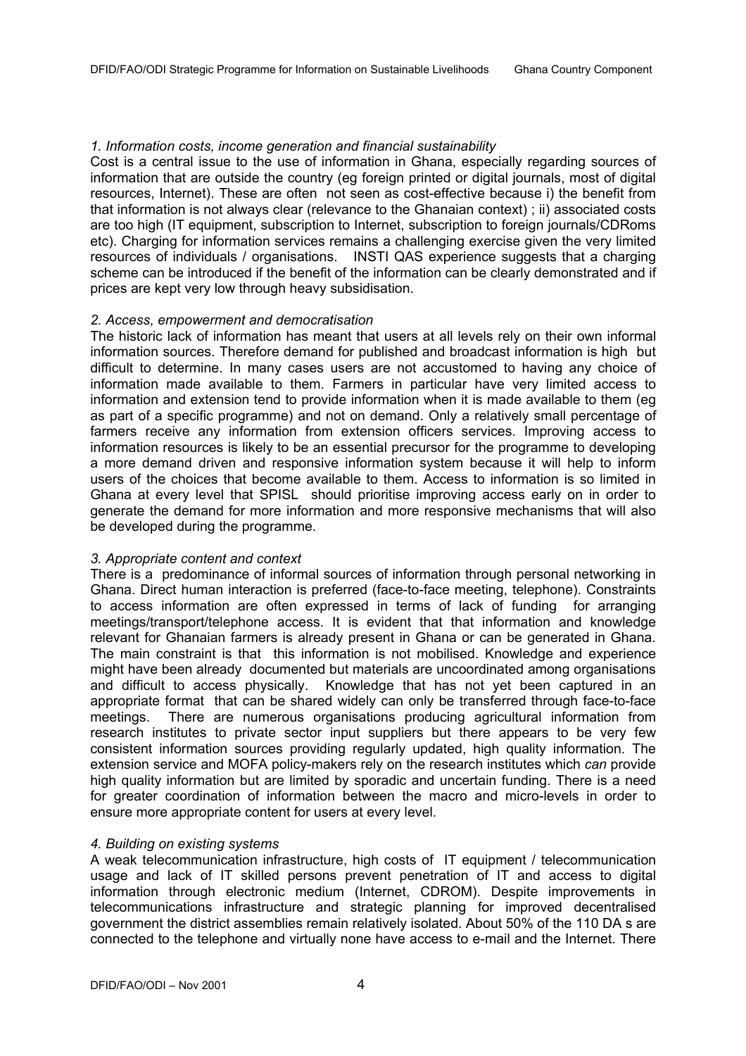*1. Information costs, income generation and financial sustainability*

Cost is a central issue to the use of information in Ghana, especially regarding sources of information that are outside the country (eg foreign printed or digital journals, most of digital resources, Internet). These are often not seen as cost-effective because i) the benefit from that information is not always clear (relevance to the Ghanaian context) ; ii) associated costs are too high (IT equipment, subscription to Internet, subscription to foreign journals/CDRoms etc). Charging for information services remains a challenging exercise given the very limited resources of individuals / organisations. INSTI QAS experience suggests that a charging scheme can be introduced if the benefit of the information can be clearly demonstrated and if prices are kept very low through heavy subsidisation.

*2. Access, empowerment and democratisation*

The historic lack of information has meant that users at all levels rely on their own informal information sources. Therefore demand for published and broadcast information is high but difficult to determine. In many cases users are not accustomed to having any choice of information made available to them. Farmers in particular have very limited access to information and extension tend to provide information when it is made available to them (eg as part of a specific programme) and not on demand. Only a relatively small percentage of farmers receive any information from extension officers services. Improving access to information resources is likely to be an essential precursor for the programme to developing a more demand driven and responsive information system because it will help to inform users of the choices that become available to them. Access to information is so limited in Ghana at every level that SPISL should prioritise improving access early on in order to generate the demand for more information and more responsive mechanisms that will also be developed during the programme.

*3. Appropriate content and context*

There is a predominance of informal sources of information through personal networking in Ghana. Direct human interaction is preferred (face-to-face meeting, telephone). Constraints to access information are often expressed in terms of lack of funding for arranging meetings/transport/telephone access. It is evident that that information and knowledge relevant for Ghanaian farmers is already present in Ghana or can be generated in Ghana. The main constraint is that this information is not mobilised. Knowledge and experience might have been already documented but materials are uncoordinated among organisations and difficult to access physically. Knowledge that has not yet been captured in an appropriate format that can be shared widely can only be transferred through face-to-face meetings. There are numerous organisations producing agricultural information from research institutes to private sector input suppliers but there appears to be very few consistent information sources providing regularly updated, high quality information. The extension service and MOFA policy-makers rely on the research institutes which *can* provide high quality information but are limited by sporadic and uncertain funding. There is a need for greater coordination of information between the macro and micro-levels in order to ensure more appropriate content for users at every level.

*4. Building on existing systems*

A weak telecommunication infrastructure, high costs of IT equipment / telecommunication usage and lack of IT skilled persons prevent penetration of IT and access to digital information through electronic medium (Internet, CDROM). Despite improvements in telecommunications infrastructure and strategic planning for improved decentralised government the district assemblies remain relatively isolated. About 50% of the 110 DA s are connected to the telephone and virtually none have access to e-mail and the Internet. There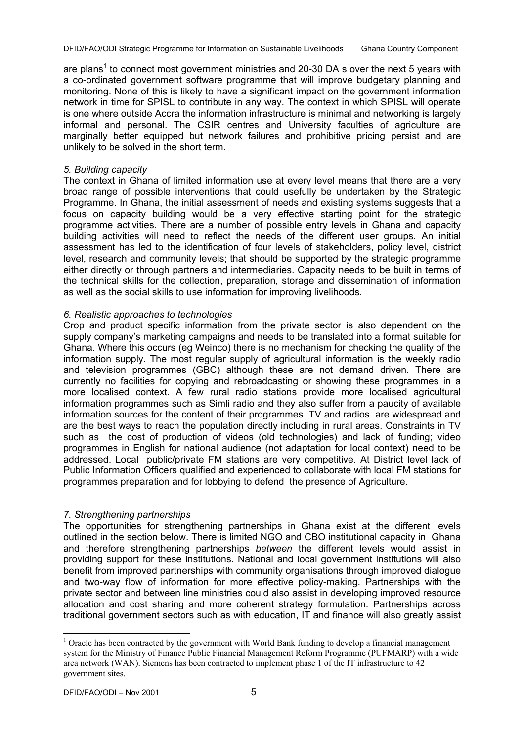are plans[1] to connect most government ministries and 20-30 DA s over the next 5 years with a co-ordinated government software programme that will improve budgetary planning and monitoring. None of this is likely to have a significant impact on the government information network in time for SPISL to contribute in any way. The context in which SPISL will operate is one where outside Accra the information infrastructure is minimal and networking is largely informal and personal. The CSIR centres and University faculties of agriculture are marginally better equipped but network failures and prohibitive pricing persist and are unlikely to be solved in the short term.

*5. Building capacity*

The context in Ghana of limited information use at every level means that there are a very broad range of possible interventions that could usefully be undertaken by the Strategic Programme. In Ghana, the initial assessment of needs and existing systems suggests that a focus on capacity building would be a very effective starting point for the strategic programme activities. There are a number of possible entry levels in Ghana and capacity building activities will need to reflect the needs of the different user groups. An initial assessment has led to the identification of four levels of stakeholders, policy level, district level, research and community levels; that should be supported by the strategic programme either directly or through partners and intermediaries. Capacity needs to be built in terms of the technical skills for the collection, preparation, storage and dissemination of information as well as the social skills to use information for improving livelihoods.

*6. Realistic approaches to technologies*

Crop and product specific information from the private sector is also dependent on the supply company's marketing campaigns and needs to be translated into a format suitable for Ghana. Where this occurs (eg Weinco) there is no mechanism for checking the quality of the information supply. The most regular supply of agricultural information is the weekly radio and television programmes (GBC) although these are not demand driven. There are currently no facilities for copying and rebroadcasting or showing these programmes in a more localised context. A few rural radio stations provide more localised agricultural information programmes such as Simli radio and they also suffer from a paucity of available information sources for the content of their programmes. TV and radios are widespread and are the best ways to reach the population directly including in rural areas. Constraints in TV such as the cost of production of videos (old technologies) and lack of funding; video programmes in English for national audience (not adaptation for local context) need to be addressed. Local public/private FM stations are very competitive. At District level lack of Public Information Officers qualified and experienced to collaborate with local FM stations for programmes preparation and for lobbying to defend the presence of Agriculture.

*7. Strengthening partnerships*

The opportunities for strengthening partnerships in Ghana exist at the different levels outlined in the section below. There is limited NGO and CBO institutional capacity in Ghana and therefore strengthening partnerships *between* the different levels would assist in providing support for these institutions. National and local government institutions will also benefit from improved partnerships with community organisations through improved dialogue and two-way flow of information for more effective policy-making. Partnerships with the private sector and between line ministries could also assist in developing improved resource allocation and cost sharing and more coherent strategy formulation. Partnerships across traditional government sectors such as with education, IT and finance will also greatly assist

[1] Oracle has been contracted by the government with World Bank funding to develop a financial management system for the Ministry of Finance Public Financial Management Reform Programme (PUFMARP) with a wide area network (WAN). Siemens has been contracted to implement phase 1 of the IT infrastructure to 42 government sites.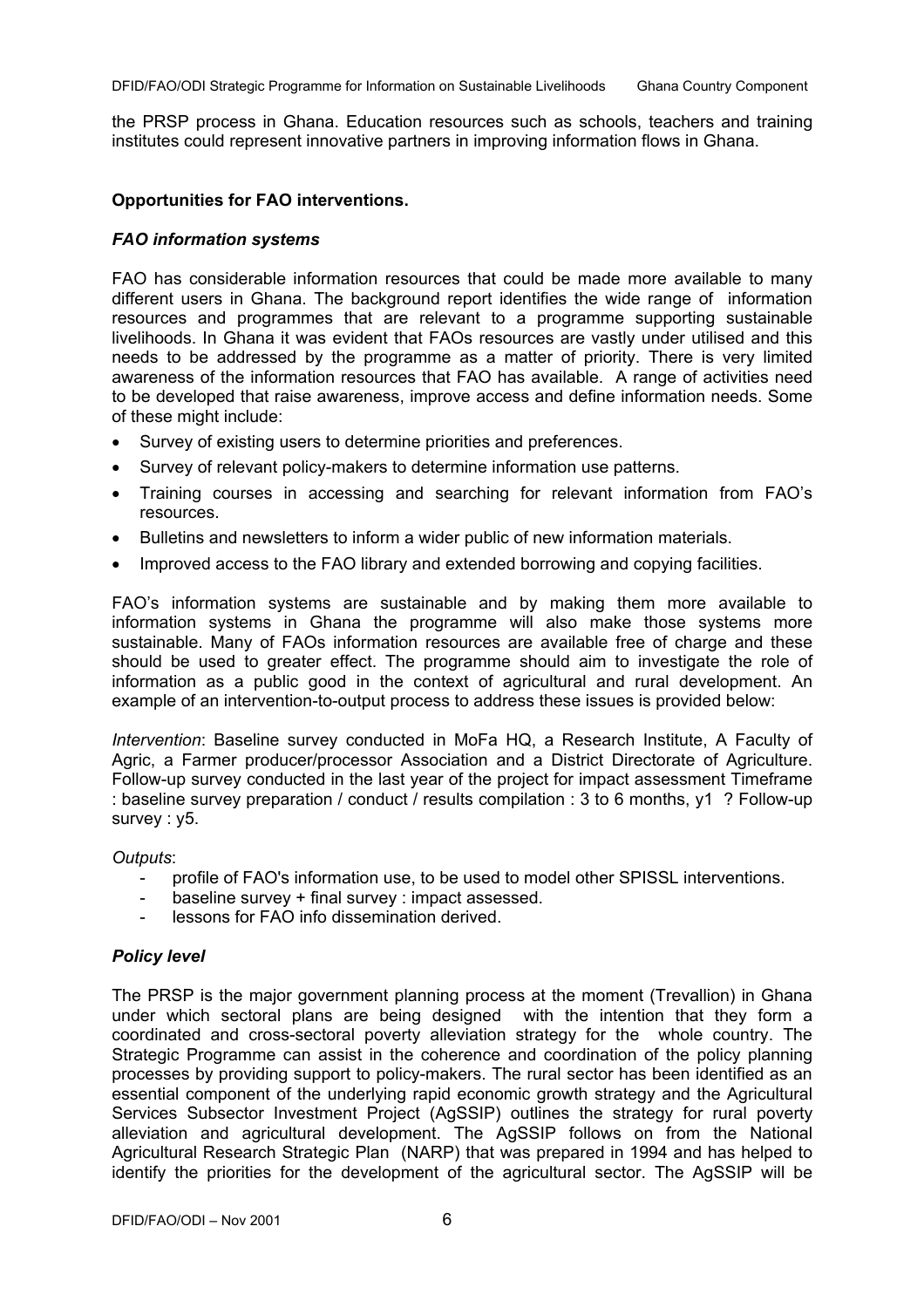the PRSP process in Ghana. Education resources such as schools, teachers and training institutes could represent innovative partners in improving information flows in Ghana.

**Opportunities for FAO interventions.**

***FAO information systems***

FAO has considerable information resources that could be made more available to many different users in Ghana. The background report identifies the wide range of information resources and programmes that are relevant to a programme supporting sustainable livelihoods. In Ghana it was evident that FAOs resources are vastly under utilised and this needs to be addressed by the programme as a matter of priority. There is very limited awareness of the information resources that FAO has available. A range of activities need to be developed that raise awareness, improve access and define information needs. Some of these might include:

- Survey of existing users to determine priorities and preferences.
- Survey of relevant policy-makers to determine information use patterns.
- Training courses in accessing and searching for relevant information from FAO's resources.
- Bulletins and newsletters to inform a wider public of new information materials.
- Improved access to the FAO library and extended borrowing and copying facilities.

FAO's information systems are sustainable and by making them more available to information systems in Ghana the programme will also make those systems more sustainable. Many of FAOs information resources are available free of charge and these should be used to greater effect. The programme should aim to investigate the role of information as a public good in the context of agricultural and rural development. An example of an intervention-to-output process to address these issues is provided below:

*Intervention*: Baseline survey conducted in MoFa HQ, a Research Institute, A Faculty of Agric, a Farmer producer/processor Association and a District Directorate of Agriculture. Follow-up survey conducted in the last year of the project for impact assessment Timeframe : baseline survey preparation / conduct / results compilation : 3 to 6 months, y1 ? Follow-up survey : y5.

*Outputs*:

- profile of FAO's information use, to be used to model other SPISSL interventions.
- baseline survey + final survey : impact assessed.
- lessons for FAO info dissemination derived.

***Policy level***

The PRSP is the major government planning process at the moment (Trevallion) in Ghana under which sectoral plans are being designed with the intention that they form a coordinated and cross-sectoral poverty alleviation strategy for the whole country. The Strategic Programme can assist in the coherence and coordination of the policy planning processes by providing support to policy-makers. The rural sector has been identified as an essential component of the underlying rapid economic growth strategy and the Agricultural Services Subsector Investment Project (AgSSIP) outlines the strategy for rural poverty alleviation and agricultural development. The AgSSIP follows on from the National Agricultural Research Strategic Plan (NARP) that was prepared in 1994 and has helped to identify the priorities for the development of the agricultural sector. The AgSSIP will be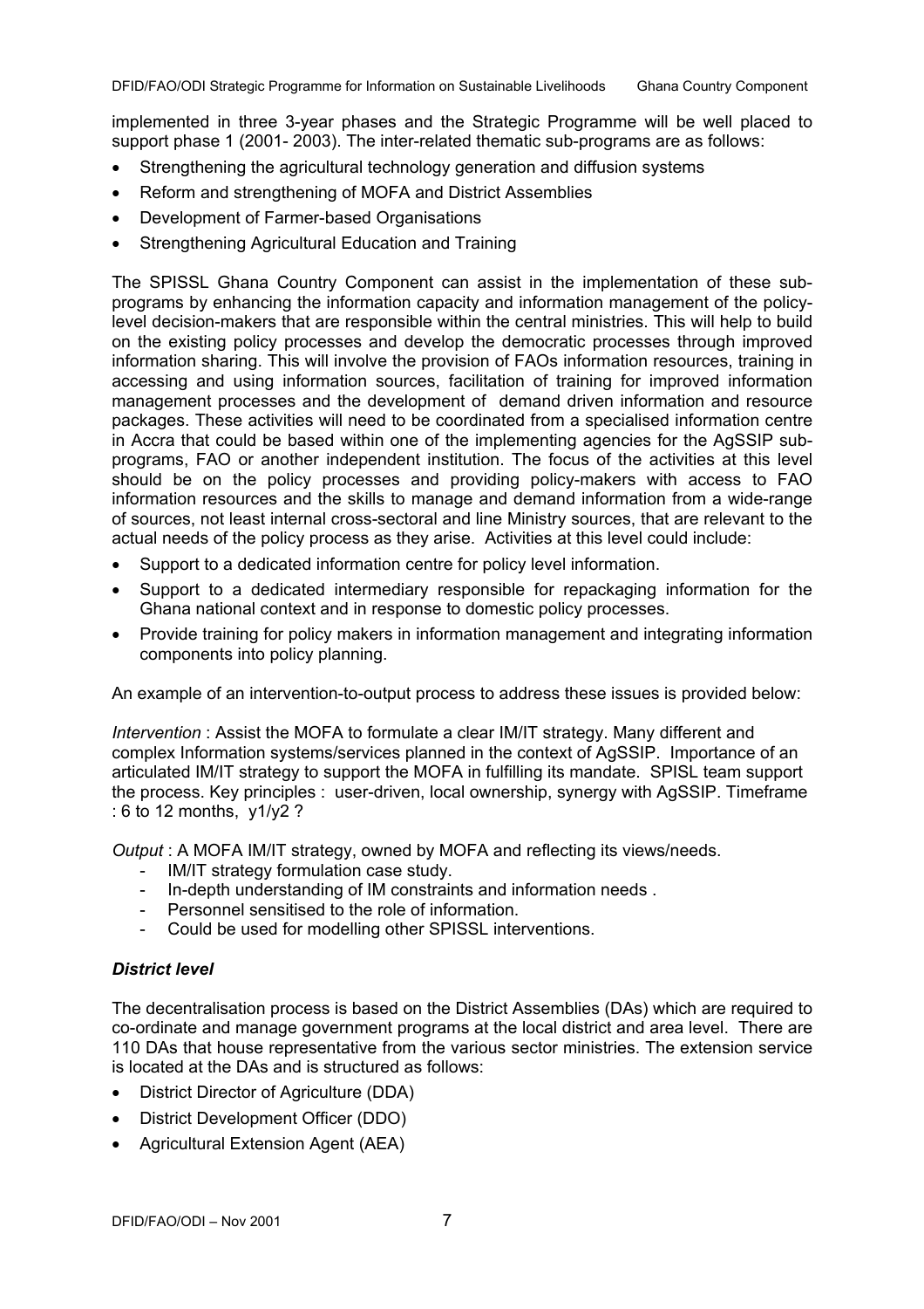implemented in three 3-year phases and the Strategic Programme will be well placed to support phase 1 (2001- 2003). The inter-related thematic sub-programs are as follows:

- Strengthening the agricultural technology generation and diffusion systems
- Reform and strengthening of MOFA and District Assemblies
- Development of Farmer-based Organisations
- Strengthening Agricultural Education and Training

The SPISSL Ghana Country Component can assist in the implementation of these sub-programs by enhancing the information capacity and information management of the policy-level decision-makers that are responsible within the central ministries. This will help to build on the existing policy processes and develop the democratic processes through improved information sharing. This will involve the provision of FAOs information resources, training in accessing and using information sources, facilitation of training for improved information management processes and the development of demand driven information and resource packages. These activities will need to be coordinated from a specialised information centre in Accra that could be based within one of the implementing agencies for the AgSSIP sub-programs, FAO or another independent institution. The focus of the activities at this level should be on the policy processes and providing policy-makers with access to FAO information resources and the skills to manage and demand information from a wide-range of sources, not least internal cross-sectoral and line Ministry sources, that are relevant to the actual needs of the policy process as they arise. Activities at this level could include:

- Support to a dedicated information centre for policy level information.
- Support to a dedicated intermediary responsible for repackaging information for the Ghana national context and in response to domestic policy processes.
- Provide training for policy makers in information management and integrating information components into policy planning.

An example of an intervention-to-output process to address these issues is provided below:

*Intervention* : Assist the MOFA to formulate a clear IM/IT strategy. Many different and complex Information systems/services planned in the context of AgSSIP. Importance of an articulated IM/IT strategy to support the MOFA in fulfilling its mandate. SPISL team support the process. Key principles : user-driven, local ownership, synergy with AgSSIP. Timeframe : 6 to 12 months, y1/y2 ?

*Output* : A MOFA IM/IT strategy, owned by MOFA and reflecting its views/needs.

- IM/IT strategy formulation case study.
- In-depth understanding of IM constraints and information needs .
- Personnel sensitised to the role of information.
- Could be used for modelling other SPISSL interventions.

### *District level*

The decentralisation process is based on the District Assemblies (DAs) which are required to co-ordinate and manage government programs at the local district and area level. There are 110 DAs that house representative from the various sector ministries. The extension service is located at the DAs and is structured as follows:

- District Director of Agriculture (DDA)
- District Development Officer (DDO)
- Agricultural Extension Agent (AEA)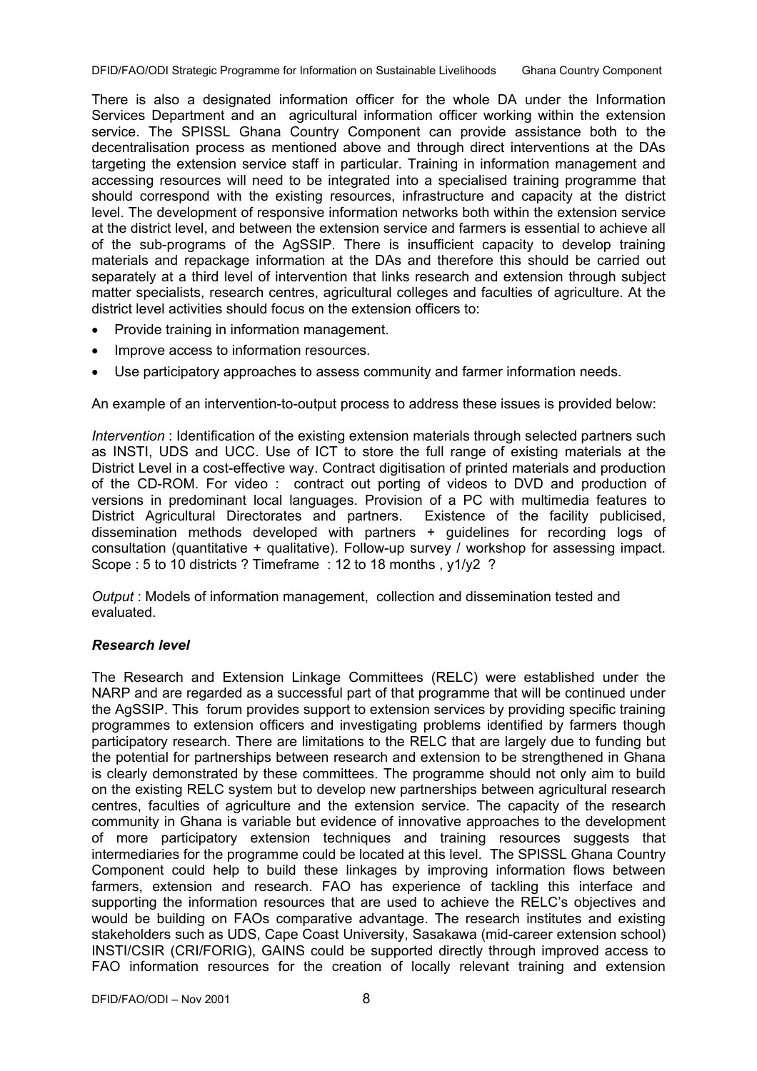There is also a designated information officer for the whole DA under the Information Services Department and an agricultural information officer working within the extension service. The SPISSL Ghana Country Component can provide assistance both to the decentralisation process as mentioned above and through direct interventions at the DAs targeting the extension service staff in particular. Training in information management and accessing resources will need to be integrated into a specialised training programme that should correspond with the existing resources, infrastructure and capacity at the district level. The development of responsive information networks both within the extension service at the district level, and between the extension service and farmers is essential to achieve all of the sub-programs of the AgSSIP. There is insufficient capacity to develop training materials and repackage information at the DAs and therefore this should be carried out separately at a third level of intervention that links research and extension through subject matter specialists, research centres, agricultural colleges and faculties of agriculture. At the district level activities should focus on the extension officers to:

- Provide training in information management.
- Improve access to information resources.
- Use participatory approaches to assess community and farmer information needs.

An example of an intervention-to-output process to address these issues is provided below:

*Intervention* : Identification of the existing extension materials through selected partners such as INSTI, UDS and UCC. Use of ICT to store the full range of existing materials at the District Level in a cost-effective way. Contract digitisation of printed materials and production of the CD-ROM. For video : contract out porting of videos to DVD and production of versions in predominant local languages. Provision of a PC with multimedia features to District Agricultural Directorates and partners. Existence of the facility publicised, dissemination methods developed with partners + guidelines for recording logs of consultation (quantitative + qualitative). Follow-up survey / workshop for assessing impact. Scope : 5 to 10 districts ? Timeframe : 12 to 18 months , y1/y2 ?

*Output* : Models of information management, collection and dissemination tested and evaluated.

### ***Research level***

The Research and Extension Linkage Committees (RELC) were established under the NARP and are regarded as a successful part of that programme that will be continued under the AgSSIP. This forum provides support to extension services by providing specific training programmes to extension officers and investigating problems identified by farmers though participatory research. There are limitations to the RELC that are largely due to funding but the potential for partnerships between research and extension to be strengthened in Ghana is clearly demonstrated by these committees. The programme should not only aim to build on the existing RELC system but to develop new partnerships between agricultural research centres, faculties of agriculture and the extension service. The capacity of the research community in Ghana is variable but evidence of innovative approaches to the development of more participatory extension techniques and training resources suggests that intermediaries for the programme could be located at this level. The SPISSL Ghana Country Component could help to build these linkages by improving information flows between farmers, extension and research. FAO has experience of tackling this interface and supporting the information resources that are used to achieve the RELC's objectives and would be building on FAOs comparative advantage. The research institutes and existing stakeholders such as UDS, Cape Coast University, Sasakawa (mid-career extension school) INSTI/CSIR (CRI/FORIG), GAINS could be supported directly through improved access to FAO information resources for the creation of locally relevant training and extension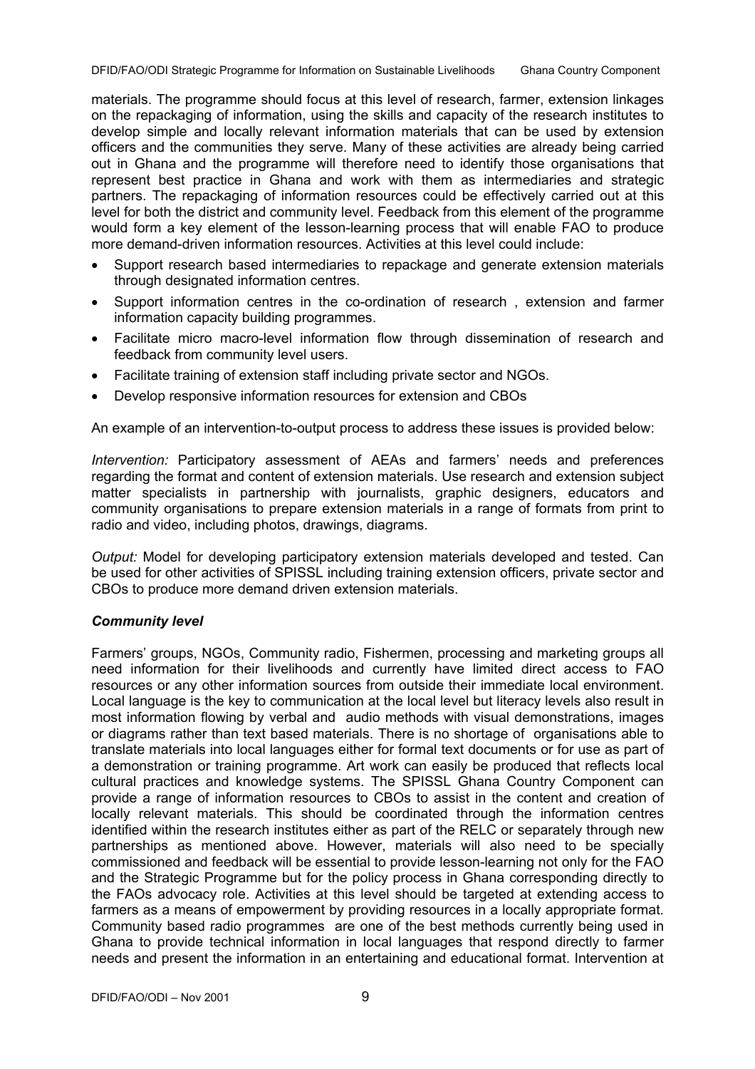materials. The programme should focus at this level of research, farmer, extension linkages on the repackaging of information, using the skills and capacity of the research institutes to develop simple and locally relevant information materials that can be used by extension officers and the communities they serve. Many of these activities are already being carried out in Ghana and the programme will therefore need to identify those organisations that represent best practice in Ghana and work with them as intermediaries and strategic partners. The repackaging of information resources could be effectively carried out at this level for both the district and community level. Feedback from this element of the programme would form a key element of the lesson-learning process that will enable FAO to produce more demand-driven information resources. Activities at this level could include:

- Support research based intermediaries to repackage and generate extension materials through designated information centres.
- Support information centres in the co-ordination of research , extension and farmer information capacity building programmes.
- Facilitate micro macro-level information flow through dissemination of research and feedback from community level users.
- Facilitate training of extension staff including private sector and NGOs.
- Develop responsive information resources for extension and CBOs

An example of an intervention-to-output process to address these issues is provided below:

*Intervention:* Participatory assessment of AEAs and farmers' needs and preferences regarding the format and content of extension materials. Use research and extension subject matter specialists in partnership with journalists, graphic designers, educators and community organisations to prepare extension materials in a range of formats from print to radio and video, including photos, drawings, diagrams.

*Output:* Model for developing participatory extension materials developed and tested. Can be used for other activities of SPISSL including training extension officers, private sector and CBOs to produce more demand driven extension materials.

***Community level***

Farmers' groups, NGOs, Community radio, Fishermen, processing and marketing groups all need information for their livelihoods and currently have limited direct access to FAO resources or any other information sources from outside their immediate local environment. Local language is the key to communication at the local level but literacy levels also result in most information flowing by verbal and audio methods with visual demonstrations, images or diagrams rather than text based materials. There is no shortage of organisations able to translate materials into local languages either for formal text documents or for use as part of a demonstration or training programme. Art work can easily be produced that reflects local cultural practices and knowledge systems. The SPISSL Ghana Country Component can provide a range of information resources to CBOs to assist in the content and creation of locally relevant materials. This should be coordinated through the information centres identified within the research institutes either as part of the RELC or separately through new partnerships as mentioned above. However, materials will also need to be specially commissioned and feedback will be essential to provide lesson-learning not only for the FAO and the Strategic Programme but for the policy process in Ghana corresponding directly to the FAOs advocacy role. Activities at this level should be targeted at extending access to farmers as a means of empowerment by providing resources in a locally appropriate format. Community based radio programmes are one of the best methods currently being used in Ghana to provide technical information in local languages that respond directly to farmer needs and present the information in an entertaining and educational format. Intervention at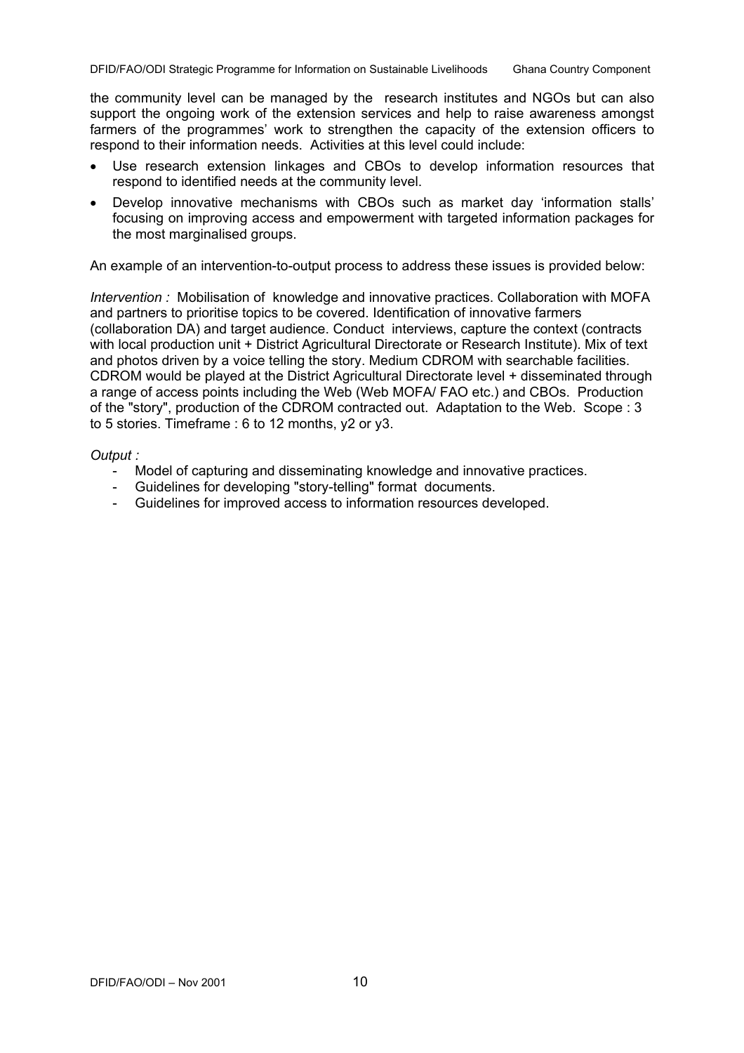the community level can be managed by the research institutes and NGOs but can also support the ongoing work of the extension services and help to raise awareness amongst farmers of the programmes' work to strengthen the capacity of the extension officers to respond to their information needs. Activities at this level could include:

- Use research extension linkages and CBOs to develop information resources that respond to identified needs at the community level.
- Develop innovative mechanisms with CBOs such as market day 'information stalls' focusing on improving access and empowerment with targeted information packages for the most marginalised groups.

An example of an intervention-to-output process to address these issues is provided below:

*Intervention :* Mobilisation of knowledge and innovative practices. Collaboration with MOFA and partners to prioritise topics to be covered. Identification of innovative farmers (collaboration DA) and target audience. Conduct interviews, capture the context (contracts with local production unit + District Agricultural Directorate or Research Institute). Mix of text and photos driven by a voice telling the story. Medium CDROM with searchable facilities. CDROM would be played at the District Agricultural Directorate level + disseminated through a range of access points including the Web (Web MOFA/ FAO etc.) and CBOs. Production of the "story", production of the CDROM contracted out. Adaptation to the Web. Scope : 3 to 5 stories. Timeframe : 6 to 12 months, y2 or y3.

*Output :*

- Model of capturing and disseminating knowledge and innovative practices.
- Guidelines for developing "story-telling" format documents.
- Guidelines for improved access to information resources developed.